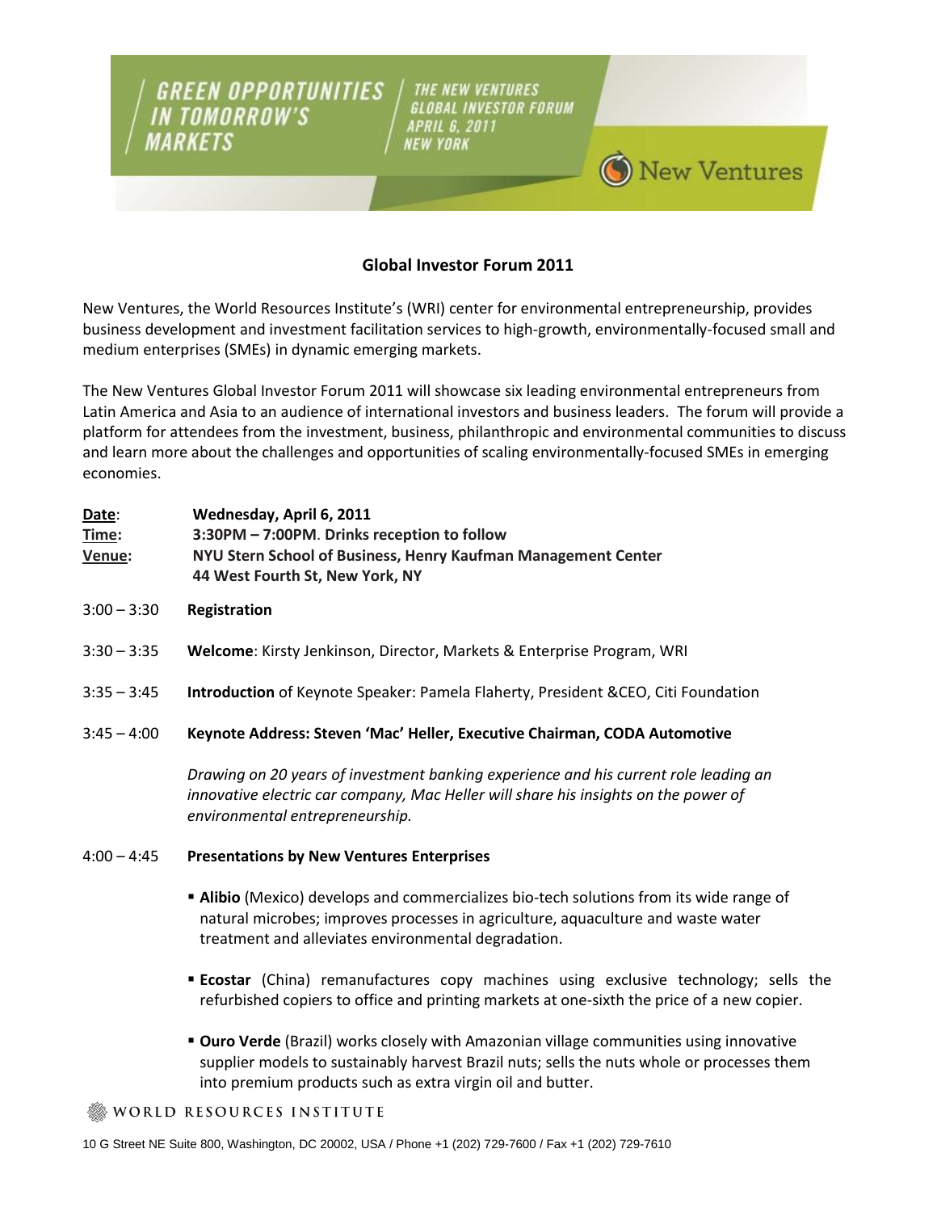GREEN OPPORTUNITIES IN TOMORROW'S MARKETS

THE NEW VENTURES GLOBAL INVESTOR FORUM
APRIL 6, 2011
NEW YORK

New Ventures

# Global Investor Forum 2011

New Ventures, the World Resources Institute's (WRI) center for environmental entrepreneurship, provides business development and investment facilitation services to high-growth, environmentally-focused small and medium enterprises (SMEs) in dynamic emerging markets.

The New Ventures Global Investor Forum 2011 will showcase six leading environmental entrepreneurs from Latin America and Asia to an audience of international investors and business leaders. The forum will provide a platform for attendees from the investment, business, philanthropic and environmental communities to discuss and learn more about the challenges and opportunities of scaling environmentally-focused SMEs in emerging economies.

**Date**: **Wednesday, April 6, 2011**
**Time:** **3:30PM – 7:00PM**. **Drinks reception to follow**
**Venue:** **NYU Stern School of Business, Henry Kaufman Management Center**
**44 West Fourth St, New York, NY**

3:00 – 3:30 **Registration**

3:30 – 3:35 **Welcome**: Kirsty Jenkinson, Director, Markets & Enterprise Program, WRI

3:35 – 3:45 **Introduction** of Keynote Speaker: Pamela Flaherty, President &CEO, Citi Foundation

3:45 – 4:00 **Keynote Address: Steven 'Mac' Heller, Executive Chairman, CODA Automotive**

*Drawing on 20 years of investment banking experience and his current role leading an innovative electric car company, Mac Heller will share his insights on the power of environmental entrepreneurship.*

4:00 – 4:45 **Presentations by New Ventures Enterprises**

- **Alibio** (Mexico) develops and commercializes bio-tech solutions from its wide range of natural microbes; improves processes in agriculture, aquaculture and waste water treatment and alleviates environmental degradation.
- **Ecostar** (China) remanufactures copy machines using exclusive technology; sells the refurbished copiers to office and printing markets at one-sixth the price of a new copier.
- **Ouro Verde** (Brazil) works closely with Amazonian village communities using innovative supplier models to sustainably harvest Brazil nuts; sells the nuts whole or processes them into premium products such as extra virgin oil and butter.

WORLD RESOURCES INSTITUTE

10 G Street NE Suite 800, Washington, DC 20002, USA / Phone +1 (202) 729-7600 / Fax +1 (202) 729-7610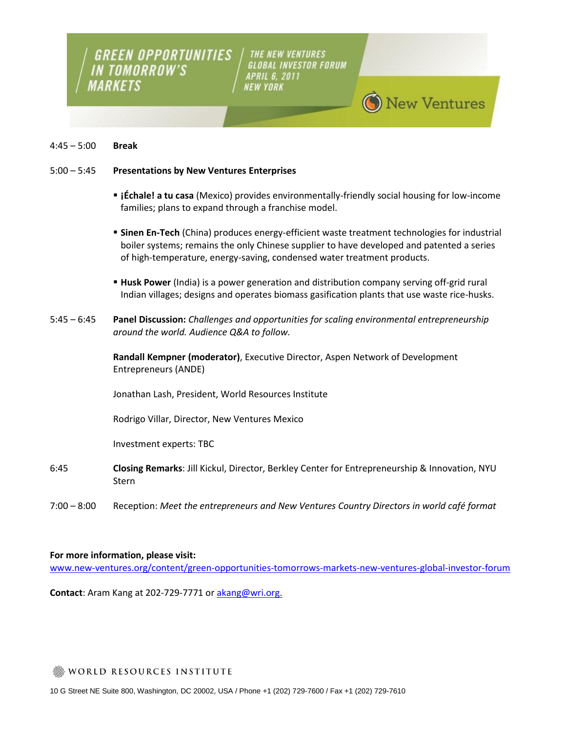GREEN OPPORTUNITIES IN TOMORROW'S MARKETS

THE NEW VENTURES GLOBAL INVESTOR FORUM
APRIL 6, 2011
NEW YORK

New Ventures

4:45 – 5:00 **Break**

5:00 – 5:45 **Presentations by New Ventures Enterprises**

- **¡Échale! a tu casa** (Mexico) provides environmentally-friendly social housing for low-income families; plans to expand through a franchise model.
- **Sinen En-Tech** (China) produces energy-efficient waste treatment technologies for industrial boiler systems; remains the only Chinese supplier to have developed and patented a series of high-temperature, energy-saving, condensed water treatment products.
- **Husk Power** (India) is a power generation and distribution company serving off-grid rural Indian villages; designs and operates biomass gasification plants that use waste rice-husks.

5:45 – 6:45 **Panel Discussion:** *Challenges and opportunities for scaling environmental entrepreneurship around the world. Audience Q&A to follow.*

**Randall Kempner (moderator)**, Executive Director, Aspen Network of Development Entrepreneurs (ANDE)

Jonathan Lash, President, World Resources Institute

Rodrigo Villar, Director, New Ventures Mexico

Investment experts: TBC

6:45 **Closing Remarks**: Jill Kickul, Director, Berkley Center for Entrepreneurship & Innovation, NYU Stern

7:00 – 8:00 Reception: *Meet the entrepreneurs and New Ventures Country Directors in world café format*

**For more information, please visit:**
www.new-ventures.org/content/green-opportunities-tomorrows-markets-new-ventures-global-investor-forum

**Contact**: Aram Kang at 202-729-7771 or akang@wri.org.

WORLD RESOURCES INSTITUTE

10 G Street NE Suite 800, Washington, DC 20002, USA / Phone +1 (202) 729-7600 / Fax +1 (202) 729-7610